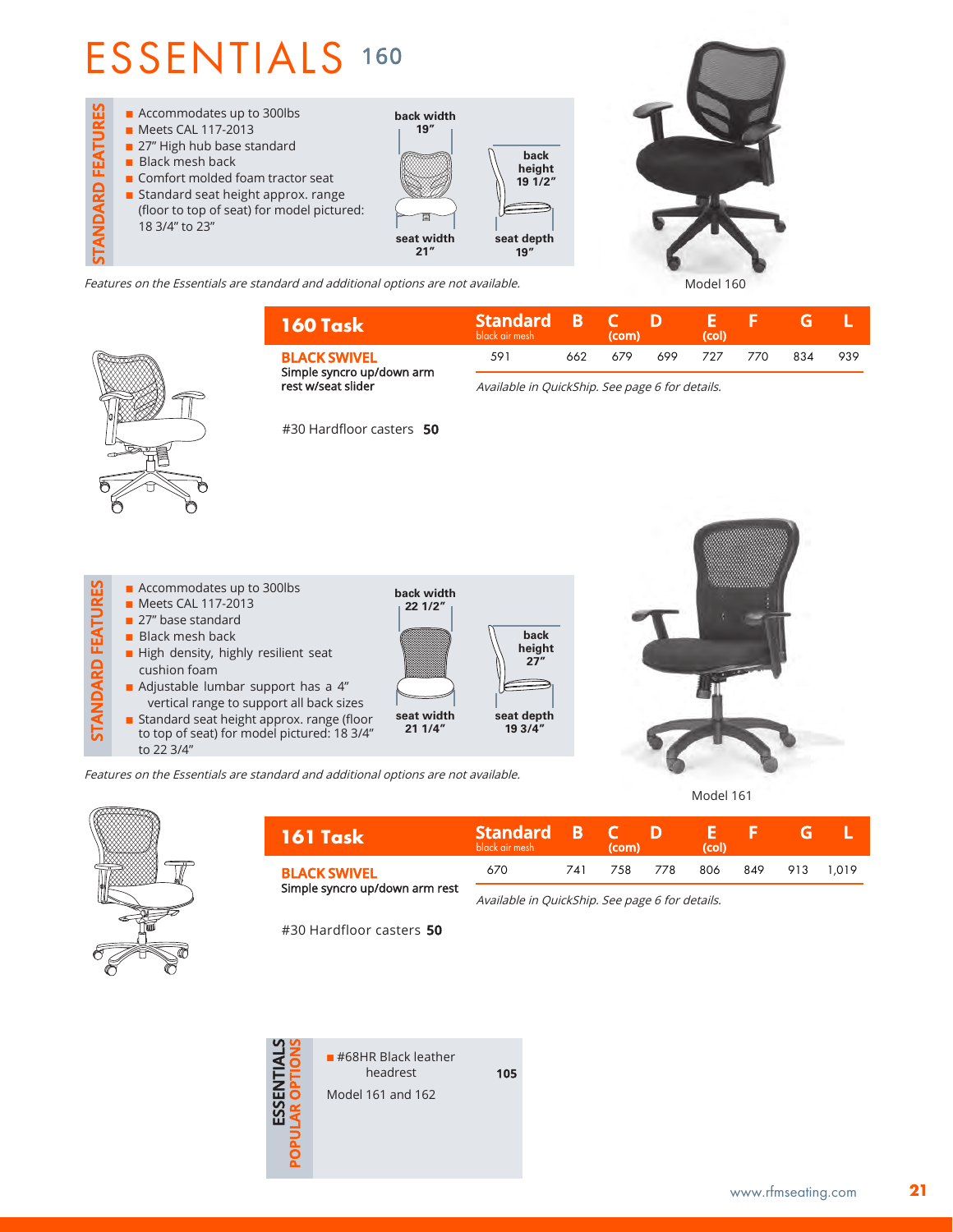# ESSENTIALS 160

**STANDARD FEATURES**

- Accommodates up to 300lbs
- Meets CAL 117-2013
- 27" High hub base standard
- Black mesh back
- Comfort molded foam tractor seat
- Standard seat height approx. range (floor to top of seat) for model pictured: 18 3/4" to 23"

**back width** 19"
**back height** 19 1/2"
**seat width** 21"
**seat depth** 19"

*Features on the Essentials are standard and additional options are not available.*

Model 160

| 160 Task | Standard black air mesh | B | C (com) | D | E (col) | F | G | L |
|---|---|---|---|---|---|---|---|---|
| **BLACK SWIVEL** Simple syncro up/down arm rest w/seat slider | 591 | 662 | 679 | 699 | 727 | 770 | 834 | 939 |

*Available in QuickShip. See page 6 for details.*

#30 Hardfloor casters **50**

**STANDARD FEATURES**

- Accommodates up to 300lbs
- Meets CAL 117-2013
- 27" base standard
- Black mesh back
- High density, highly resilient seat cushion foam
- Adjustable lumbar support has a 4" vertical range to support all back sizes
- Standard seat height approx. range (floor to top of seat) for model pictured: 18 3/4" to 22 3/4"

**back width** 22 1/2"
**back height** 27"
**seat width** 21 1/4"
**seat depth** 19 3/4"

*Features on the Essentials are standard and additional options are not available.*

Model 161

| 161 Task | Standard black air mesh | B | C (com) | D | E (col) | F | G | L |
|---|---|---|---|---|---|---|---|---|
| **BLACK SWIVEL** Simple syncro up/down arm rest | 670 | 741 | 758 | 778 | 806 | 849 | 913 | 1,019 |

*Available in QuickShip. See page 6 for details.*

#30 Hardfloor casters **50**

**ESSENTIALS POPULAR OPTIONS**

- #68HR Black leather headrest **105**

Model 161 and 162

www.rfmseating.com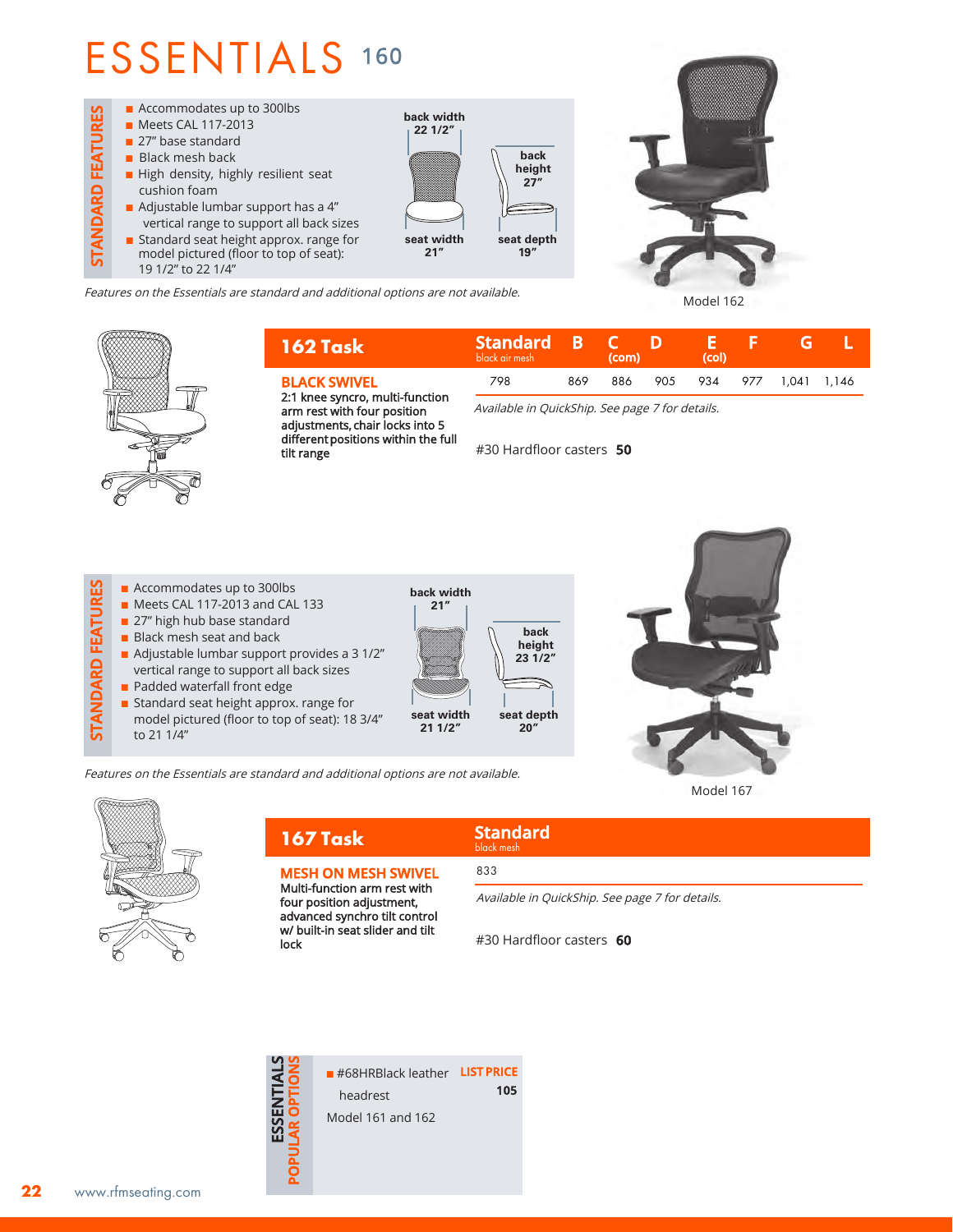# ESSENTIALS 160

## STANDARD FEATURES

- Accommodates up to 300lbs
- Meets CAL 117-2013
- 27" base standard
- Black mesh back
- High density, highly resilient seat cushion foam
- Adjustable lumbar support has a 4" vertical range to support all back sizes
- Standard seat height approx. range for model pictured (floor to top of seat): 19 1/2" to 22 1/4"

back width 22 1/2"
back height 27"
seat width 21"
seat depth 19"

*Features on the Essentials are standard and additional options are not available.*

Model 162

| 162 Task | Standard black air mesh | B | C (com) | D | E (col) | F | G | L |
|---|---|---|---|---|---|---|---|---|
| **BLACK SWIVEL** 2:1 knee syncro, multi-function arm rest with four position adjustments, chair locks into 5 different positions within the full tilt range | 798 | 869 | 886 | 905 | 934 | 977 | 1,041 | 1,146 |

*Available in QuickShip. See page 7 for details.*

#30 Hardfloor casters **50**

## STANDARD FEATURES

- Accommodates up to 300lbs
- Meets CAL 117-2013 and CAL 133
- 27" high hub base standard
- Black mesh seat and back
- Adjustable lumbar support provides a 3 1/2" vertical range to support all back sizes
- Padded waterfall front edge
- Standard seat height approx. range for model pictured (floor to top of seat): 18 3/4" to 21 1/4"

back width 21"
back height 23 1/2"
seat width 21 1/2"
seat depth 20"

*Features on the Essentials are standard and additional options are not available.*

Model 167

| 167 Task | Standard black mesh |
|---|---|
| **MESH ON MESH SWIVEL** Multi-function arm rest with four position adjustment, advanced synchro tilt control w/ built-in seat slider and tilt lock | 833 |

*Available in QuickShip. See page 7 for details.*

#30 Hardfloor casters **60**

## ESSENTIALS POPULAR OPTIONS

| | LIST PRICE |
|---|---|
| #68HRBlack leather headrest Model 161 and 162 | 105 |

www.rfmseating.com